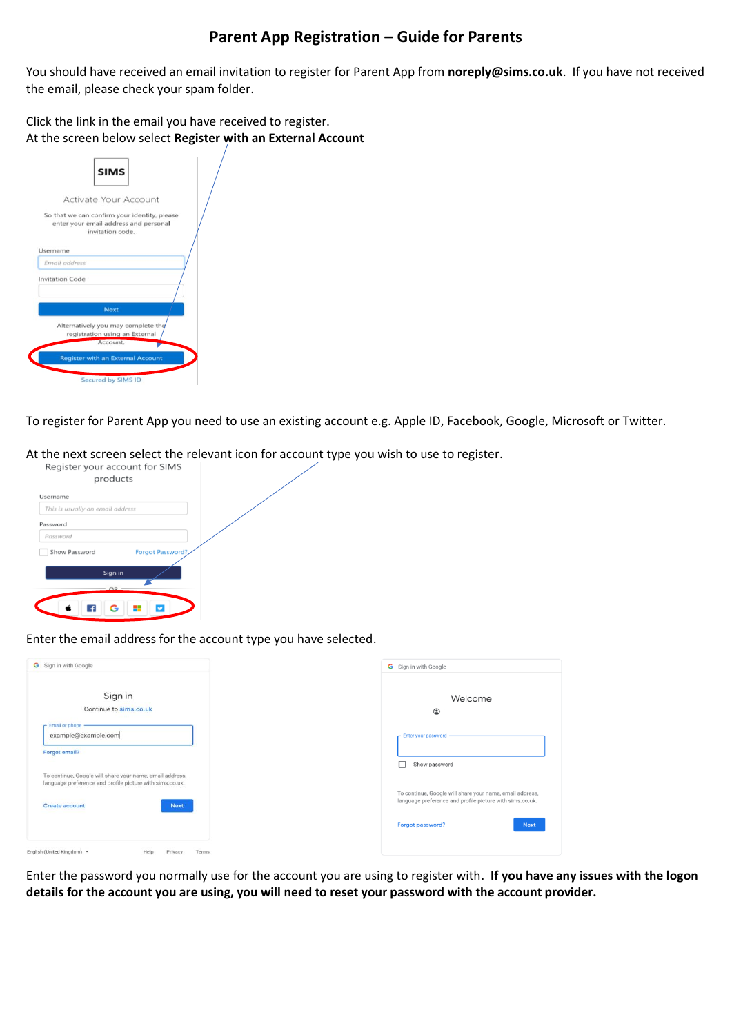# Parent App Registration – Guide for Parents

You should have received an email invitation to register for Parent App from **noreply@sims.co.uk**. If you have not received the email, please check your spam folder.

Click the link in the email you have received to register.
At the screen below select **Register with an External Account**

To register for Parent App you need to use an existing account e.g. Apple ID, Facebook, Google, Microsoft or Twitter.

At the next screen select the relevant icon for account type you wish to use to register.

Enter the email address for the account type you have selected.

Enter the password you normally use for the account you are using to register with. **If you have any issues with the logon details for the account you are using, you will need to reset your password with the account provider.**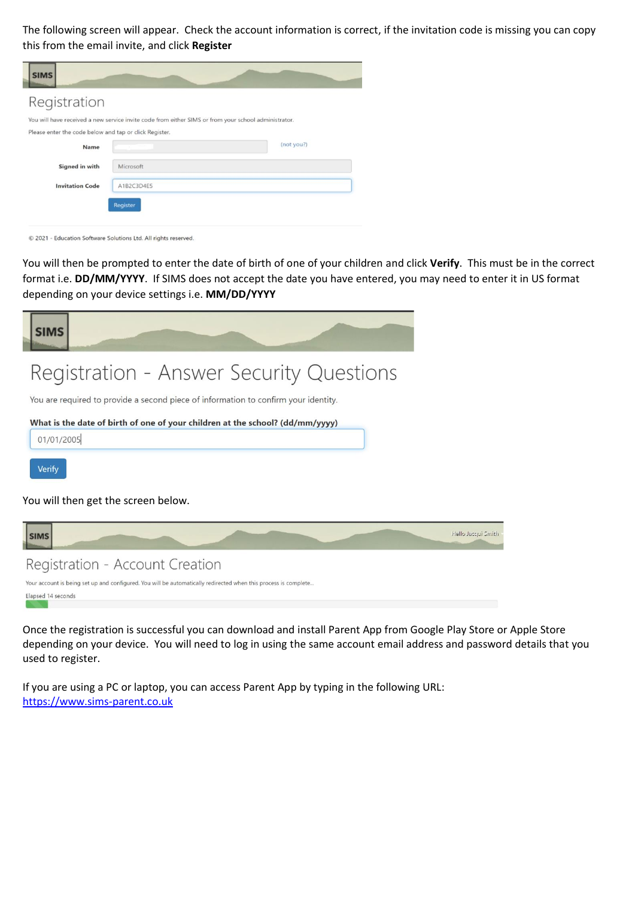The following screen will appear. Check the account information is correct, if the invitation code is missing you can copy this from the email invite, and click **Register**

You will then be prompted to enter the date of birth of one of your children and click **Verify**. This must be in the correct format i.e. **DD/MM/YYYY**. If SIMS does not accept the date you have entered, you may need to enter it in US format depending on your device settings i.e. **MM/DD/YYYY**

You will then get the screen below.

Once the registration is successful you can download and install Parent App from Google Play Store or Apple Store depending on your device. You will need to log in using the same account email address and password details that you used to register.

If you are using a PC or laptop, you can access Parent App by typing in the following URL: https://www.sims-parent.co.uk